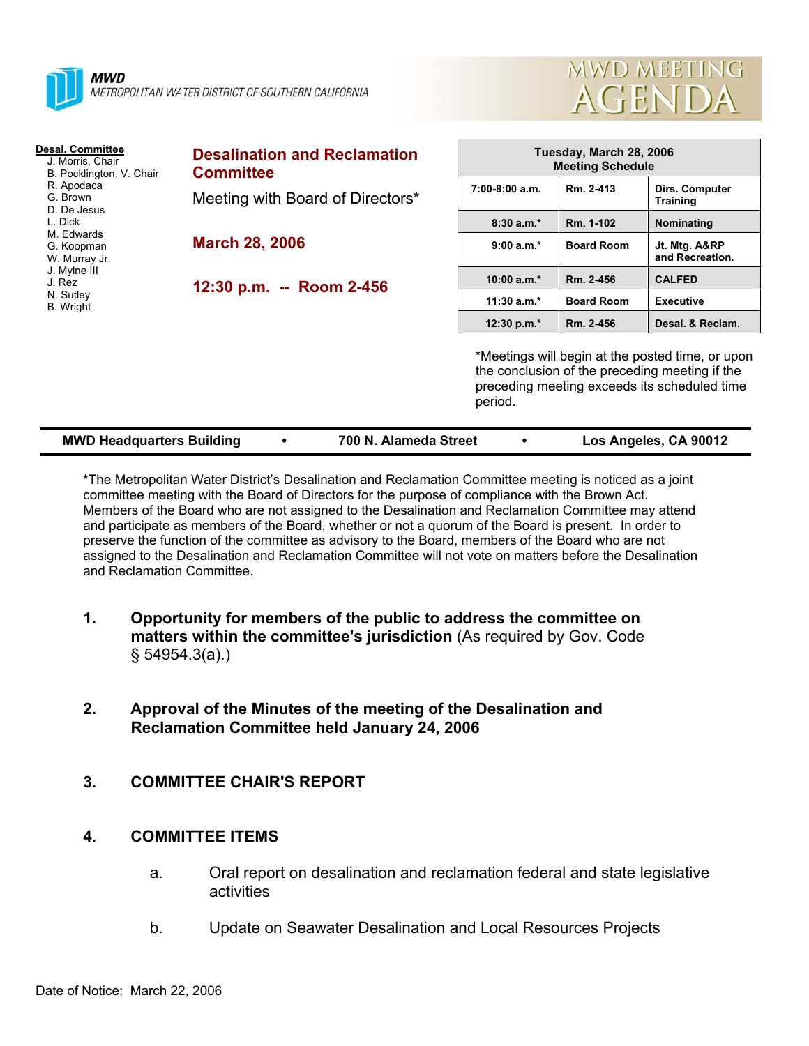**MWD**
METROPOLITAN WATER DISTRICT OF SOUTHERN CALIFORNIA

# MWD MEETING AGENDA

**Desal. Committee**
- J. Morris, Chair
- B. Pocklington, V. Chair
- R. Apodaca
- G. Brown
- D. De Jesus
- L. Dick
- M. Edwards
- G. Koopman
- W. Murray Jr.
- J. Mylne III
- J. Rez
- N. Sutley
- B. Wright

## Desalination and Reclamation Committee

Meeting with Board of Directors*

**March 28, 2006**

**12:30 p.m. -- Room 2-456**

| Tuesday, March 28, 2006 Meeting Schedule | | |
|---|---|---|
| 7:00-8:00 a.m. | Rm. 2-413 | Dirs. Computer Training |
| 8:30 a.m.* | Rm. 1-102 | Nominating |
| 9:00 a.m.* | Board Room | Jt. Mtg. A&RP and Recreation. |
| 10:00 a.m.* | Rm. 2-456 | CALFED |
| 11:30 a.m.* | Board Room | Executive |
| 12:30 p.m.* | Rm. 2-456 | Desal. & Reclam. |

*Meetings will begin at the posted time, or upon the conclusion of the preceding meeting if the preceding meeting exceeds its scheduled time period.

**MWD Headquarters Building • 700 N. Alameda Street • Los Angeles, CA 90012**

***The Metropolitan Water District's Desalination and Reclamation Committee meeting is noticed as a joint committee meeting with the Board of Directors for the purpose of compliance with the Brown Act. Members of the Board who are not assigned to the Desalination and Reclamation Committee may attend and participate as members of the Board, whether or not a quorum of the Board is present. In order to preserve the function of the committee as advisory to the Board, members of the Board who are not assigned to the Desalination and Reclamation Committee will not vote on matters before the Desalination and Reclamation Committee.

1. **Opportunity for members of the public to address the committee on matters within the committee's jurisdiction** (As required by Gov. Code § 54954.3(a).)

2. **Approval of the Minutes of the meeting of the Desalination and Reclamation Committee held January 24, 2006**

3. **COMMITTEE CHAIR'S REPORT**

4. **COMMITTEE ITEMS**

   a. Oral report on desalination and reclamation federal and state legislative activities

   b. Update on Seawater Desalination and Local Resources Projects

Date of Notice: March 22, 2006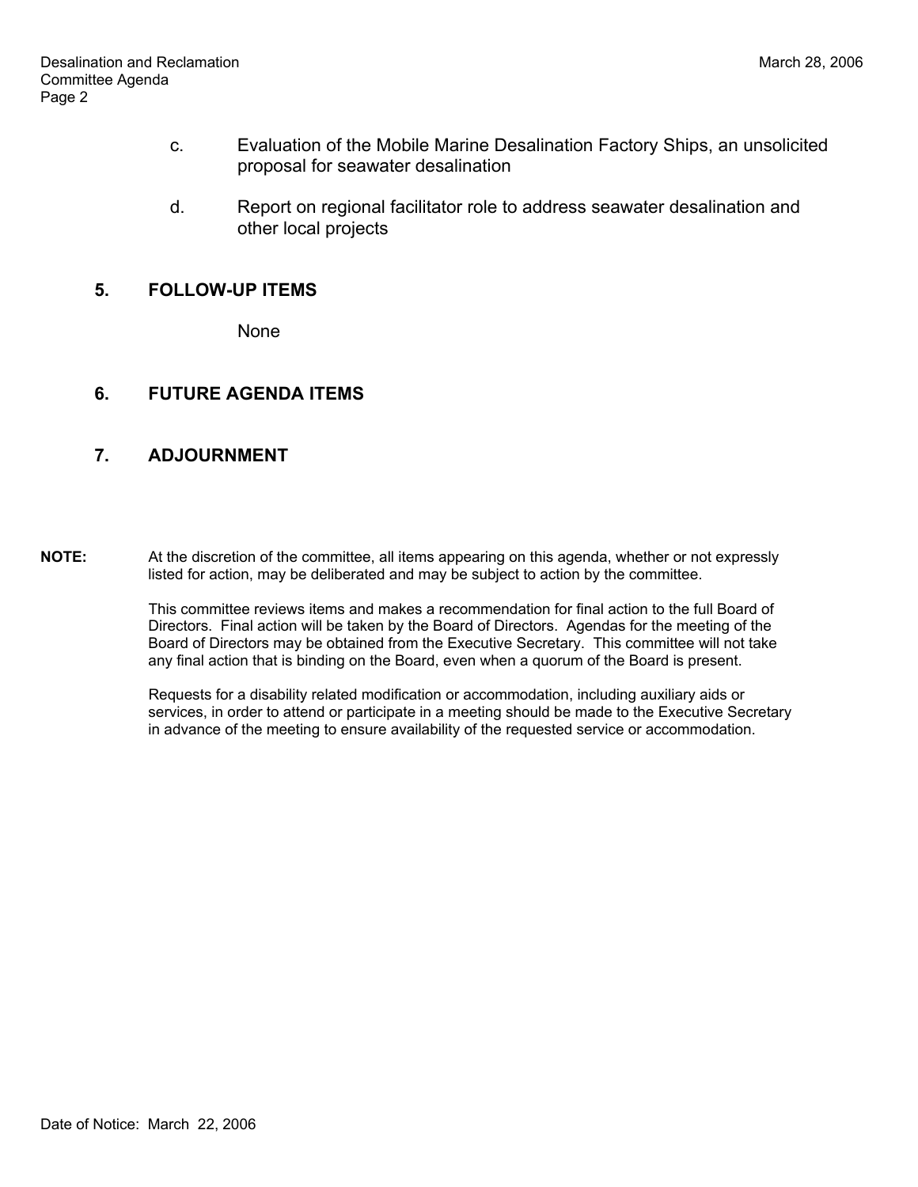c. Evaluation of the Mobile Marine Desalination Factory Ships, an unsolicited proposal for seawater desalination

d. Report on regional facilitator role to address seawater desalination and other local projects

**5. FOLLOW-UP ITEMS**

None

**6. FUTURE AGENDA ITEMS**

**7. ADJOURNMENT**

**NOTE:** At the discretion of the committee, all items appearing on this agenda, whether or not expressly listed for action, may be deliberated and may be subject to action by the committee.

This committee reviews items and makes a recommendation for final action to the full Board of Directors. Final action will be taken by the Board of Directors. Agendas for the meeting of the Board of Directors may be obtained from the Executive Secretary. This committee will not take any final action that is binding on the Board, even when a quorum of the Board is present.

Requests for a disability related modification or accommodation, including auxiliary aids or services, in order to attend or participate in a meeting should be made to the Executive Secretary in advance of the meeting to ensure availability of the requested service or accommodation.

Date of Notice: March 22, 2006